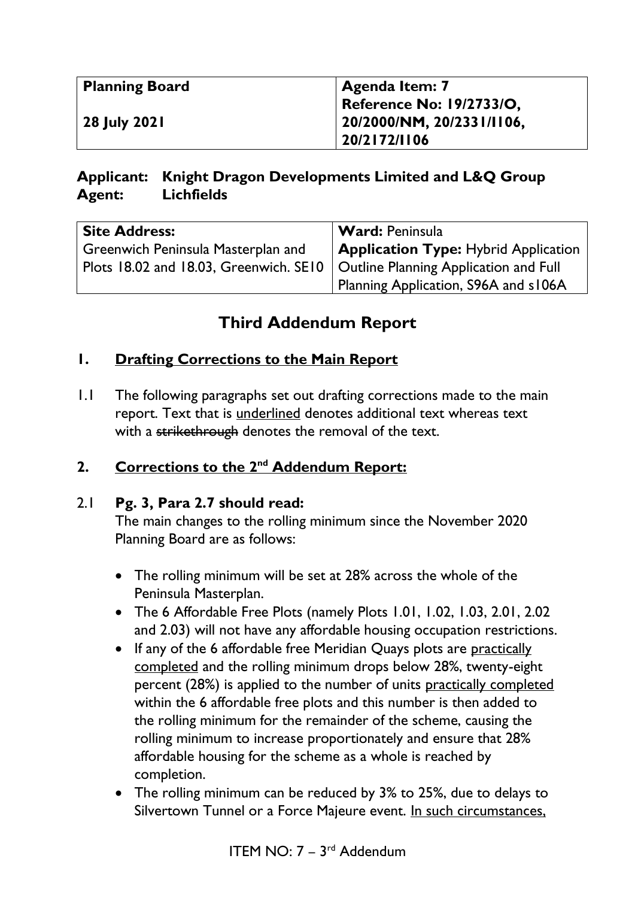| **Planning Board**<br><br>**28 July 2021** | **Agenda Item: 7**<br>**Reference No: 19/2733/O, 20/2000/NM, 20/2331/I106, 20/2172/I106** |
| --- | --- |

**Applicant: Knight Dragon Developments Limited and L&Q Group**
**Agent: Lichfields**

| **Site Address:**<br>Greenwich Peninsula Masterplan and Plots 18.02 and 18.03, Greenwich. SE10 | **Ward:** Peninsula<br>**Application Type:** Hybrid Application Outline Planning Application and Full Planning Application, S96A and s106A |
| --- | --- |

# Third Addendum Report

## 1. Drafting Corrections to the Main Report

1.1 The following paragraphs set out drafting corrections made to the main report. Text that is <u>underlined</u> denotes additional text whereas text with a ~~strikethrough~~ denotes the removal of the text.

## 2. Corrections to the 2nd Addendum Report:

2.1 **Pg. 3, Para 2.7 should read:**
The main changes to the rolling minimum since the November 2020 Planning Board are as follows:

- The rolling minimum will be set at 28% across the whole of the Peninsula Masterplan.
- The 6 Affordable Free Plots (namely Plots 1.01, 1.02, 1.03, 2.01, 2.02 and 2.03) will not have any affordable housing occupation restrictions.
- If any of the 6 affordable free Meridian Quays plots are <u>practically completed</u> and the rolling minimum drops below 28%, twenty-eight percent (28%) is applied to the number of units <u>practically completed</u> within the 6 affordable free plots and this number is then added to the rolling minimum for the remainder of the scheme, causing the rolling minimum to increase proportionately and ensure that 28% affordable housing for the scheme as a whole is reached by completion.
- The rolling minimum can be reduced by 3% to 25%, due to delays to Silvertown Tunnel or a Force Majeure event. <u>In such circumstances,</u>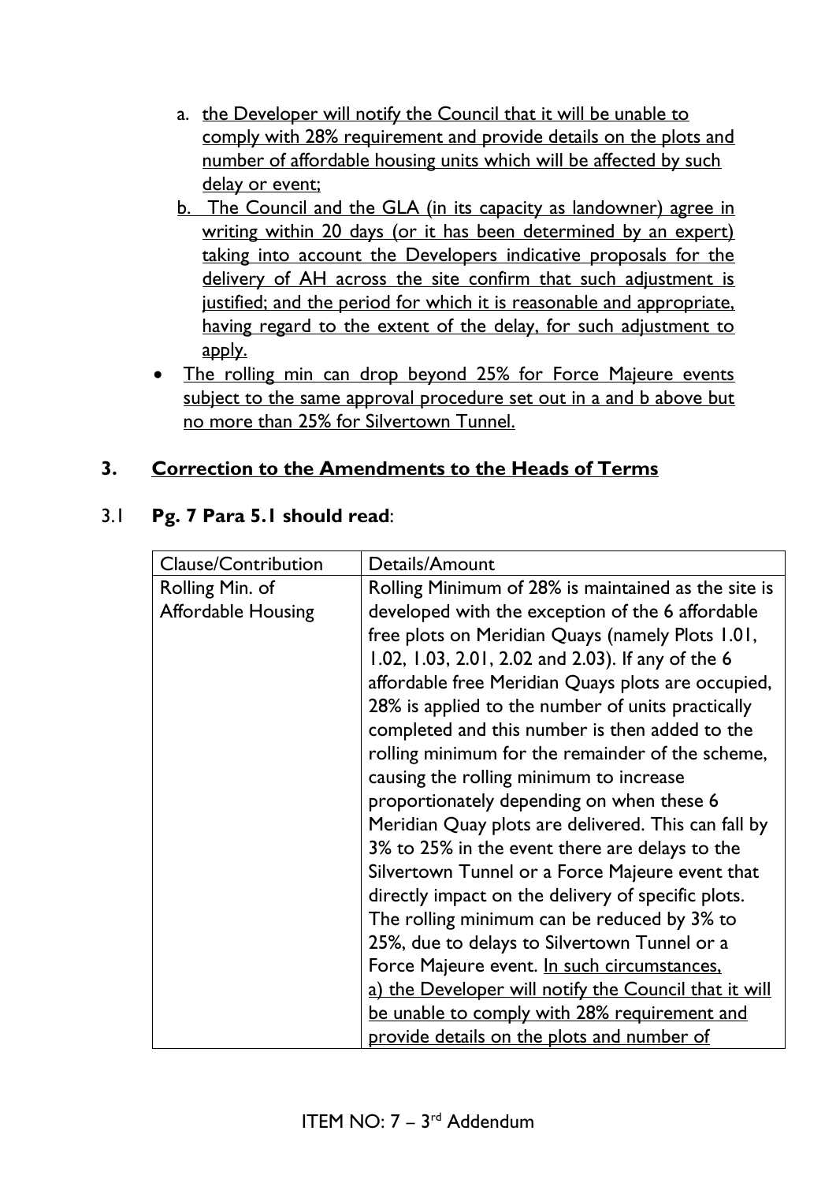a. <u>the Developer will notify the Council that it will be unable to comply with 28% requirement and provide details on the plots and number of affordable housing units which will be affected by such delay or event;</u>

b. <u>The Council and the GLA (in its capacity as landowner) agree in writing within 20 days (or it has been determined by an expert) taking into account the Developers indicative proposals for the delivery of AH across the site confirm that such adjustment is justified; and the period for which it is reasonable and appropriate, having regard to the extent of the delay, for such adjustment to apply.</u>

- <u>The rolling min can drop beyond 25% for Force Majeure events subject to the same approval procedure set out in a and b above but no more than 25% for Silvertown Tunnel.</u>

## 3. Correction to the Amendments to the Heads of Terms

3.1 **Pg. 7 Para 5.1 should read**:

| Clause/Contribution | Details/Amount |
| --- | --- |
| Rolling Min. of Affordable Housing | Rolling Minimum of 28% is maintained as the site is developed with the exception of the 6 affordable free plots on Meridian Quays (namely Plots 1.01, 1.02, 1.03, 2.01, 2.02 and 2.03). If any of the 6 affordable free Meridian Quays plots are occupied, 28% is applied to the number of units practically completed and this number is then added to the rolling minimum for the remainder of the scheme, causing the rolling minimum to increase proportionately depending on when these 6 Meridian Quay plots are delivered. This can fall by 3% to 25% in the event there are delays to the Silvertown Tunnel or a Force Majeure event that directly impact on the delivery of specific plots. The rolling minimum can be reduced by 3% to 25%, due to delays to Silvertown Tunnel or a Force Majeure event. <u>In such circumstances,</u> <u>a) the Developer will notify the Council that it will be unable to comply with 28% requirement and provide details on the plots and number of</u> |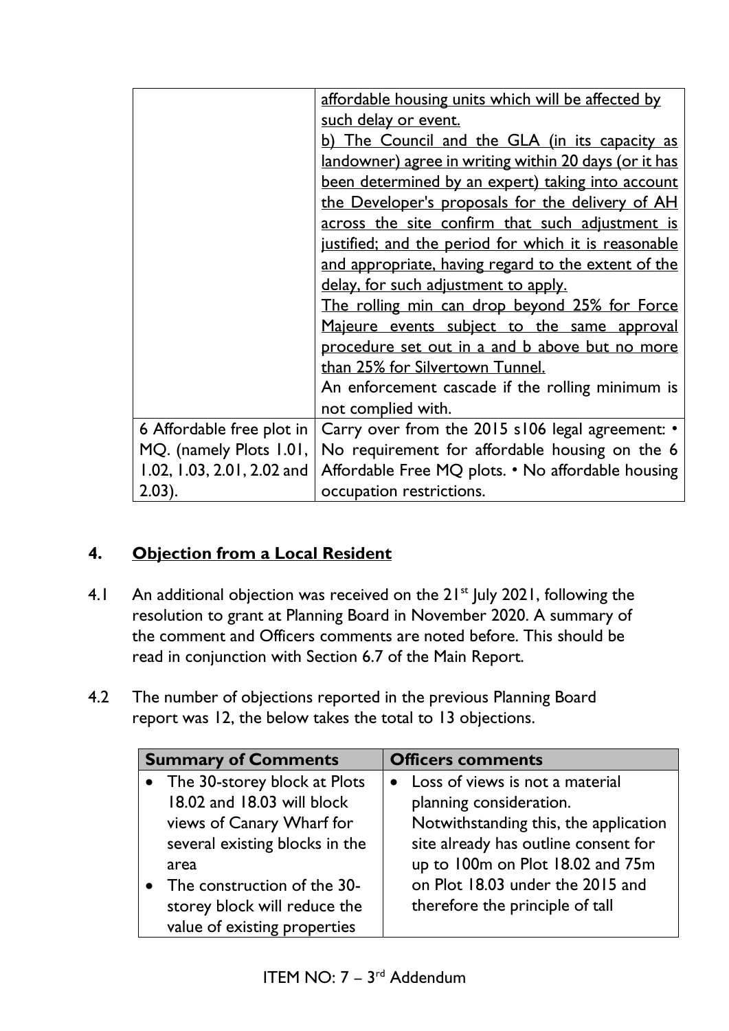| | |
|---|---|
| | affordable housing units which will be affected by such delay or event.<br>b) The Council and the GLA (in its capacity as landowner) agree in writing within 20 days (or it has been determined by an expert) taking into account the Developer's proposals for the delivery of AH across the site confirm that such adjustment is justified; and the period for which it is reasonable and appropriate, having regard to the extent of the delay, for such adjustment to apply.<br>The rolling min can drop beyond 25% for Force Majeure events subject to the same approval procedure set out in a and b above but no more than 25% for Silvertown Tunnel.<br>An enforcement cascade if the rolling minimum is not complied with. |
| 6 Affordable free plot in MQ. (namely Plots 1.01, 1.02, 1.03, 2.01, 2.02 and 2.03). | Carry over from the 2015 s106 legal agreement: • No requirement for affordable housing on the 6 Affordable Free MQ plots. • No affordable housing occupation restrictions. |

## 4. Objection from a Local Resident

4.1 An additional objection was received on the 21st July 2021, following the resolution to grant at Planning Board in November 2020. A summary of the comment and Officers comments are noted before. This should be read in conjunction with Section 6.7 of the Main Report.

4.2 The number of objections reported in the previous Planning Board report was 12, the below takes the total to 13 objections.

| Summary of Comments | Officers comments |
|---|---|
| • The 30-storey block at Plots 18.02 and 18.03 will block views of Canary Wharf for several existing blocks in the area<br>• The construction of the 30-storey block will reduce the value of existing properties | • Loss of views is not a material planning consideration. Notwithstanding this, the application site already has outline consent for up to 100m on Plot 18.02 and 75m on Plot 18.03 under the 2015 and therefore the principle of tall |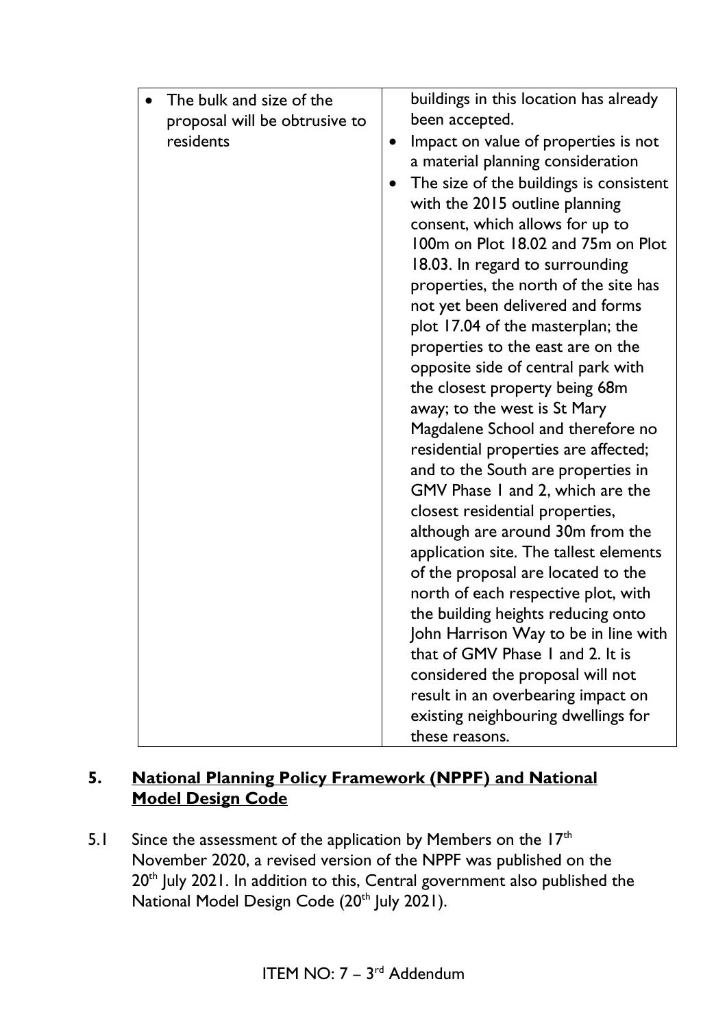| | |
|---|---|
| • The bulk and size of the proposal will be obtrusive to residents | buildings in this location has already been accepted. <br> • Impact on value of properties is not a material planning consideration <br> • The size of the buildings is consistent with the 2015 outline planning consent, which allows for up to 100m on Plot 18.02 and 75m on Plot 18.03. In regard to surrounding properties, the north of the site has not yet been delivered and forms plot 17.04 of the masterplan; the properties to the east are on the opposite side of central park with the closest property being 68m away; to the west is St Mary Magdalene School and therefore no residential properties are affected; and to the South are properties in GMV Phase 1 and 2, which are the closest residential properties, although are around 30m from the application site. The tallest elements of the proposal are located to the north of each respective plot, with the building heights reducing onto John Harrison Way to be in line with that of GMV Phase 1 and 2. It is considered the proposal will not result in an overbearing impact on existing neighbouring dwellings for these reasons. |

## 5. National Planning Policy Framework (NPPF) and National Model Design Code

5.1 Since the assessment of the application by Members on the 17th November 2020, a revised version of the NPPF was published on the 20th July 2021. In addition to this, Central government also published the National Model Design Code (20th July 2021).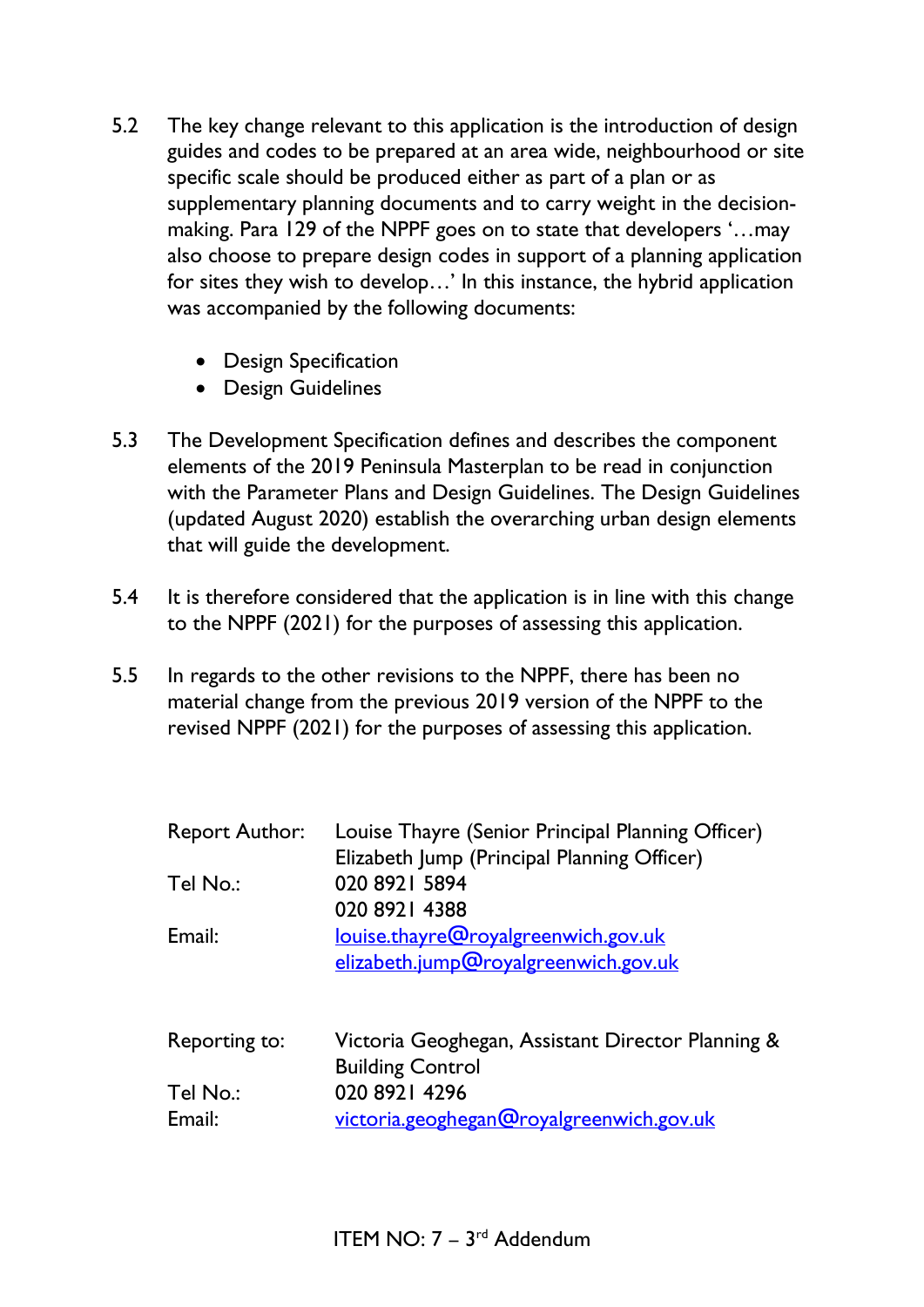5.2 The key change relevant to this application is the introduction of design guides and codes to be prepared at an area wide, neighbourhood or site specific scale should be produced either as part of a plan or as supplementary planning documents and to carry weight in the decision-making. Para 129 of the NPPF goes on to state that developers '…may also choose to prepare design codes in support of a planning application for sites they wish to develop…' In this instance, the hybrid application was accompanied by the following documents:

- Design Specification
- Design Guidelines

5.3 The Development Specification defines and describes the component elements of the 2019 Peninsula Masterplan to be read in conjunction with the Parameter Plans and Design Guidelines. The Design Guidelines (updated August 2020) establish the overarching urban design elements that will guide the development.

5.4 It is therefore considered that the application is in line with this change to the NPPF (2021) for the purposes of assessing this application.

5.5 In regards to the other revisions to the NPPF, there has been no material change from the previous 2019 version of the NPPF to the revised NPPF (2021) for the purposes of assessing this application.

| | |
|---|---|
| Report Author: | Louise Thayre (Senior Principal Planning Officer)<br>Elizabeth Jump (Principal Planning Officer) |
| Tel No.: | 020 8921 5894<br>020 8921 4388 |
| Email: | louise.thayre@royalgreenwich.gov.uk<br>elizabeth.jump@royalgreenwich.gov.uk |

| | |
|---|---|
| Reporting to: | Victoria Geoghegan, Assistant Director Planning & Building Control |
| Tel No.: | 020 8921 4296 |
| Email: | victoria.geoghegan@royalgreenwich.gov.uk |

ITEM NO: 7 – 3rd Addendum